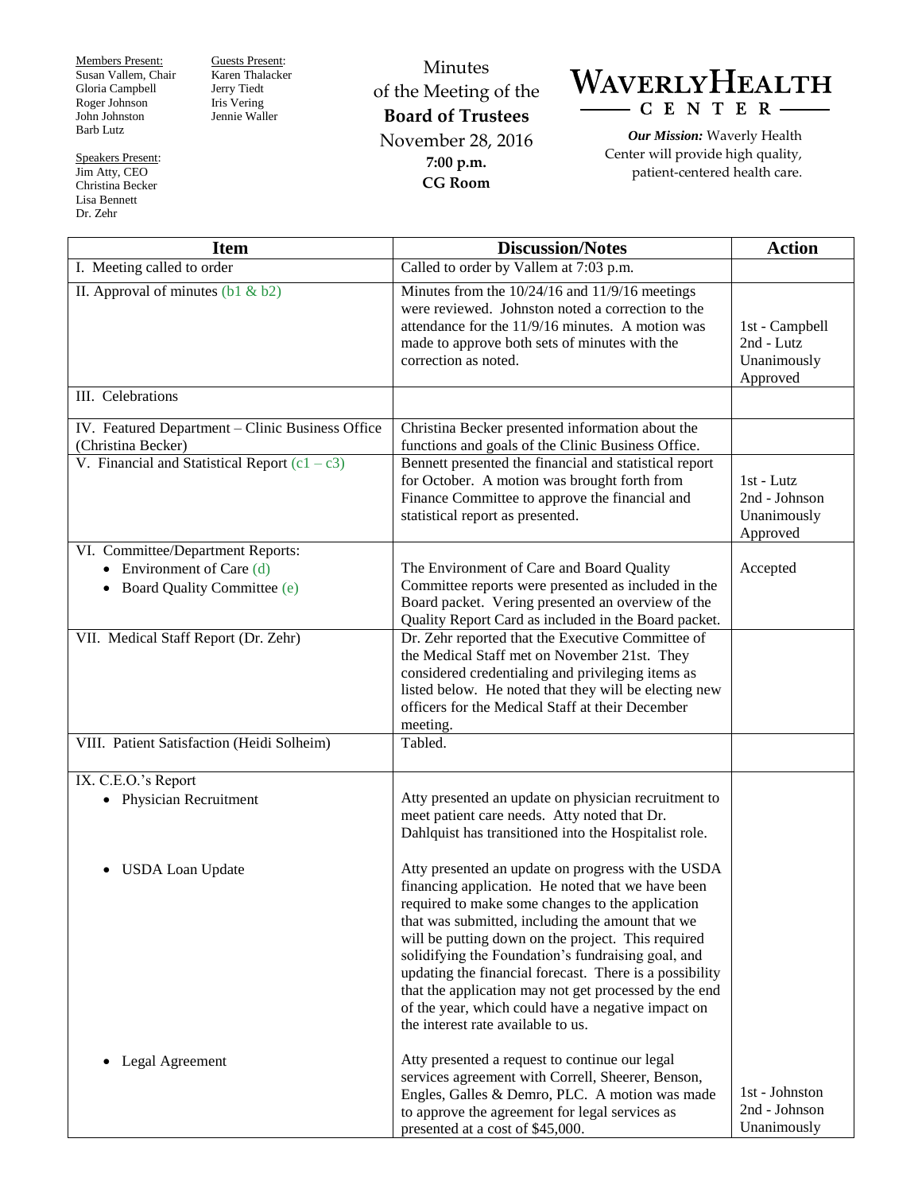Members Present:
Susan Vallem, Chair
Gloria Campbell
Roger Johnson
John Johnston
Barb Lutz

Guests Present:
Karen Thalacker
Jerry Tiedt
Iris Vering
Jennie Waller

Speakers Present:
Jim Atty, CEO
Christina Becker
Lisa Bennett
Dr. Zehr

# Minutes of the Meeting of the **Board of Trustees**

November 28, 2016
**7:00 p.m.**
**CG Room**

**WAVERLY HEALTH CENTER**

***Our Mission:*** Waverly Health Center will provide high quality, patient-centered health care.

| Item | Discussion/Notes | Action |
|---|---|---|
| I. Meeting called to order | Called to order by Vallem at 7:03 p.m. | |
| II. Approval of minutes (b1 & b2) | Minutes from the 10/24/16 and 11/9/16 meetings were reviewed. Johnston noted a correction to the attendance for the 11/9/16 minutes. A motion was made to approve both sets of minutes with the correction as noted. | 1st - Campbell<br>2nd - Lutz<br>Unanimously Approved |
| III. Celebrations | | |
| IV. Featured Department – Clinic Business Office (Christina Becker) | Christina Becker presented information about the functions and goals of the Clinic Business Office. | |
| V. Financial and Statistical Report (c1 – c3) | Bennett presented the financial and statistical report for October. A motion was brought forth from Finance Committee to approve the financial and statistical report as presented. | 1st - Lutz<br>2nd - Johnson<br>Unanimously Approved |
| VI. Committee/Department Reports:<br>• Environment of Care (d)<br>• Board Quality Committee (e) | The Environment of Care and Board Quality Committee reports were presented as included in the Board packet. Vering presented an overview of the Quality Report Card as included in the Board packet. | Accepted |
| VII. Medical Staff Report (Dr. Zehr) | Dr. Zehr reported that the Executive Committee of the Medical Staff met on November 21st. They considered credentialing and privileging items as listed below. He noted that they will be electing new officers for the Medical Staff at their December meeting. | |
| VIII. Patient Satisfaction (Heidi Solheim) | Tabled. | |
| IX. C.E.O.'s Report<br>• Physician Recruitment | Atty presented an update on physician recruitment to meet patient care needs. Atty noted that Dr. Dahlquist has transitioned into the Hospitalist role. | |
| • USDA Loan Update | Atty presented an update on progress with the USDA financing application. He noted that we have been required to make some changes to the application that was submitted, including the amount that we will be putting down on the project. This required solidifying the Foundation's fundraising goal, and updating the financial forecast. There is a possibility that the application may not get processed by the end of the year, which could have a negative impact on the interest rate available to us. | |
| • Legal Agreement | Atty presented a request to continue our legal services agreement with Correll, Sheerer, Benson, Engles, Galles & Demro, PLC. A motion was made to approve the agreement for legal services as presented at a cost of $45,000. | 1st - Johnston<br>2nd - Johnson<br>Unanimously |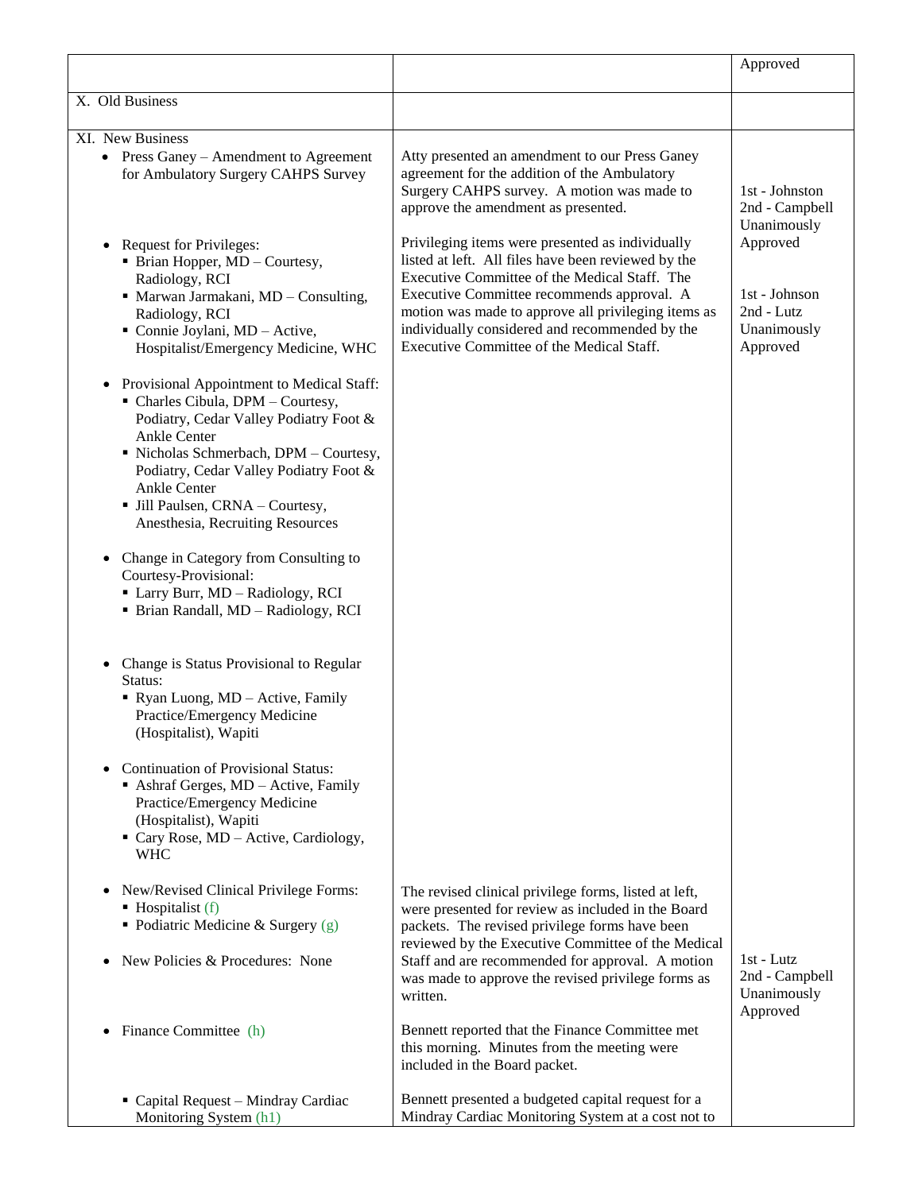| | | |
|---|---|---|
| | | Approved |
| X. Old Business | | |
| XI. New Business<br>• Press Ganey – Amendment to Agreement for Ambulatory Surgery CAHPS Survey | Atty presented an amendment to our Press Ganey agreement for the addition of the Ambulatory Surgery CAHPS survey. A motion was made to approve the amendment as presented. | 1st - Johnston<br>2nd - Campbell<br>Unanimously Approved |
| • Request for Privileges:<br>▪ Brian Hopper, MD – Courtesy, Radiology, RCI<br>▪ Marwan Jarmakani, MD – Consulting, Radiology, RCI<br>▪ Connie Joylani, MD – Active, Hospitalist/Emergency Medicine, WHC<br><br>• Provisional Appointment to Medical Staff:<br>▪ Charles Cibula, DPM – Courtesy, Podiatry, Cedar Valley Podiatry Foot & Ankle Center<br>▪ Nicholas Schmerbach, DPM – Courtesy, Podiatry, Cedar Valley Podiatry Foot & Ankle Center<br>▪ Jill Paulsen, CRNA – Courtesy, Anesthesia, Recruiting Resources<br><br>• Change in Category from Consulting to Courtesy-Provisional:<br>▪ Larry Burr, MD – Radiology, RCI<br>▪ Brian Randall, MD – Radiology, RCI<br><br>• Change is Status Provisional to Regular Status:<br>▪ Ryan Luong, MD – Active, Family Practice/Emergency Medicine (Hospitalist), Wapiti<br><br>• Continuation of Provisional Status:<br>▪ Ashraf Gerges, MD – Active, Family Practice/Emergency Medicine (Hospitalist), Wapiti<br>▪ Cary Rose, MD – Active, Cardiology, WHC | Privileging items were presented as individually listed at left. All files have been reviewed by the Executive Committee of the Medical Staff. The Executive Committee recommends approval. A motion was made to approve all privileging items as individually considered and recommended by the Executive Committee of the Medical Staff. | 1st - Johnson<br>2nd - Lutz<br>Unanimously Approved |
| • New/Revised Clinical Privilege Forms:<br>▪ Hospitalist (f)<br>▪ Podiatric Medicine & Surgery (g)<br><br>• New Policies & Procedures: None | The revised clinical privilege forms, listed at left, were presented for review as included in the Board packets. The revised privilege forms have been reviewed by the Executive Committee of the Medical Staff and are recommended for approval. A motion was made to approve the revised privilege forms as written. | 1st - Lutz<br>2nd - Campbell<br>Unanimously Approved |
| • Finance Committee (h) | Bennett reported that the Finance Committee met this morning. Minutes from the meeting were included in the Board packet. | |
| ▪ Capital Request – Mindray Cardiac Monitoring System (h1) | Bennett presented a budgeted capital request for a Mindray Cardiac Monitoring System at a cost not to | |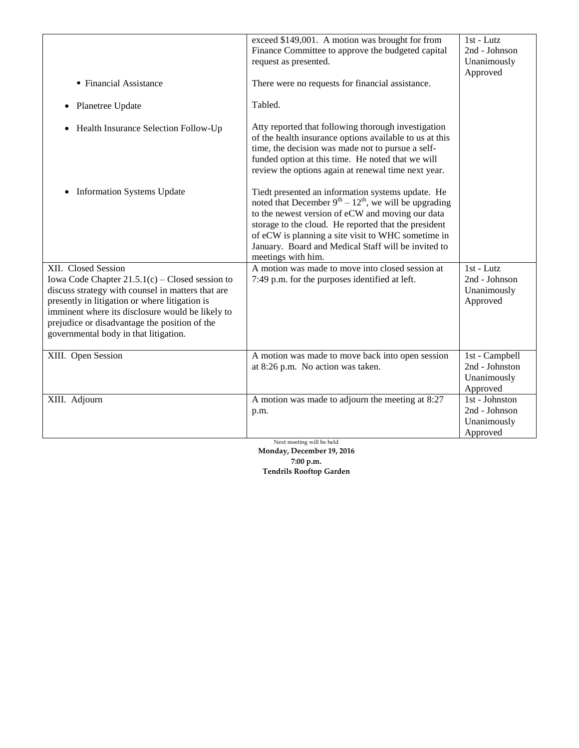| | | |
|---|---|---|
| | exceed \$149,001. A motion was brought for from Finance Committee to approve the budgeted capital request as presented. | 1st - Lutz<br>2nd - Johnson<br>Unanimously Approved |
| ▪ Financial Assistance | There were no requests for financial assistance. | |
| • Planetree Update | Tabled. | |
| • Health Insurance Selection Follow-Up | Atty reported that following thorough investigation of the health insurance options available to us at this time, the decision was made not to pursue a self-funded option at this time. He noted that we will review the options again at renewal time next year. | |
| • Information Systems Update | Tiedt presented an information systems update. He noted that December 9th – 12th, we will be upgrading to the newest version of eCW and moving our data storage to the cloud. He reported that the president of eCW is planning a site visit to WHC sometime in January. Board and Medical Staff will be invited to meetings with him. | |
| XII. Closed Session<br>Iowa Code Chapter 21.5.1(c) – Closed session to discuss strategy with counsel in matters that are presently in litigation or where litigation is imminent where its disclosure would be likely to prejudice or disadvantage the position of the governmental body in that litigation. | A motion was made to move into closed session at 7:49 p.m. for the purposes identified at left. | 1st - Lutz<br>2nd - Johnson<br>Unanimously Approved |
| XIII. Open Session | A motion was made to move back into open session at 8:26 p.m. No action was taken. | 1st - Campbell<br>2nd - Johnston<br>Unanimously Approved |
| XIII. Adjourn | A motion was made to adjourn the meeting at 8:27 p.m. | 1st - Johnston<br>2nd - Johnson<br>Unanimously Approved |

Next meeting will be held
**Monday, December 19, 2016**
**7:00 p.m.**
**Tendrils Rooftop Garden**